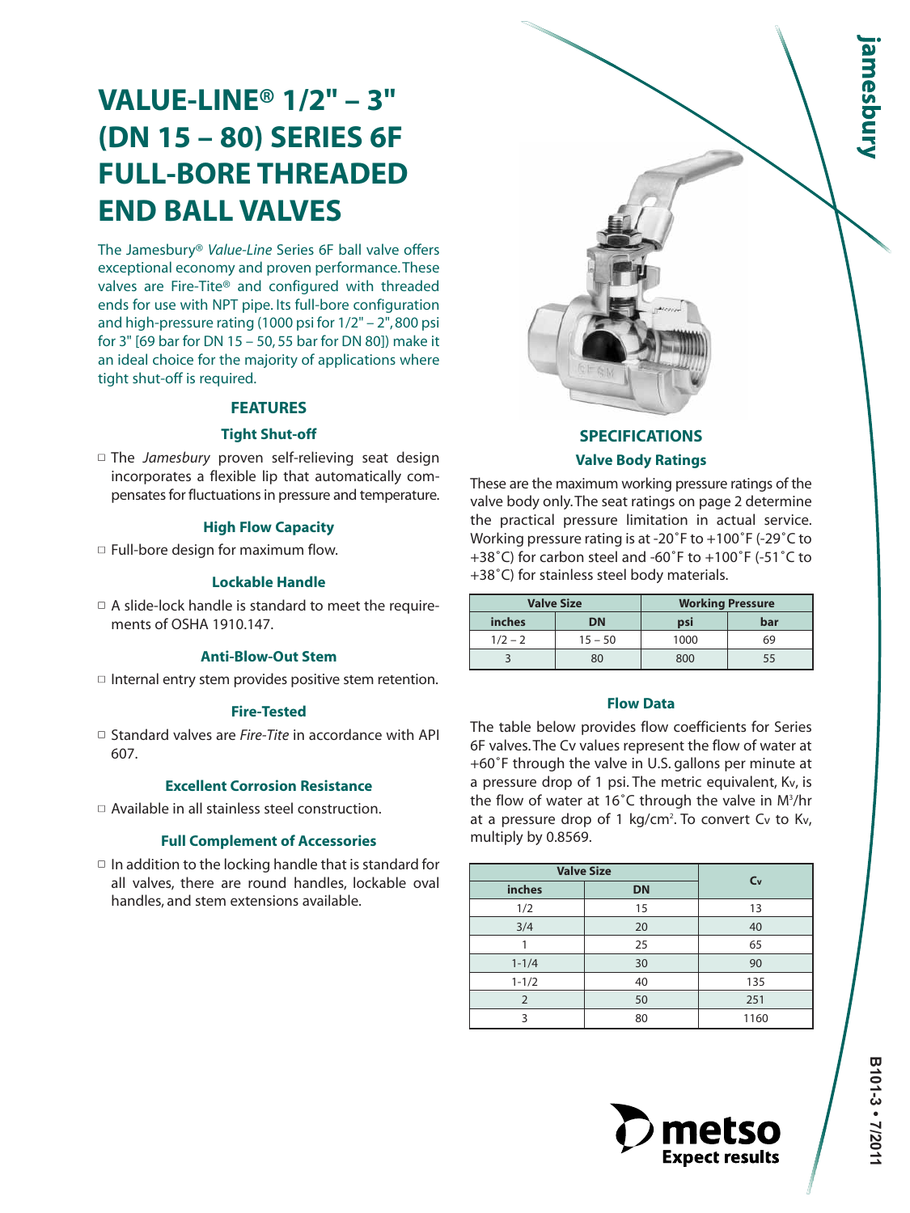# VALUE-LINE® 1/2" – 3" (DN 15 – 80) SERIES 6F FULL-BORE THREADED END BALL VALVES

The Jamesbury® *Value-Line* Series 6F ball valve offers exceptional economy and proven performance. These valves are Fire-Tite® and configured with threaded ends for use with NPT pipe. Its full-bore configuration and high-pressure rating (1000 psi for 1/2" – 2", 800 psi for 3" [69 bar for DN 15 – 50, 55 bar for DN 80]) make it an ideal choice for the majority of applications where tight shut-off is required.

## FEATURES

### Tight Shut-off

- The *Jamesbury* proven self-relieving seat design incorporates a flexible lip that automatically compensates for fluctuations in pressure and temperature.

### High Flow Capacity

- Full-bore design for maximum flow.

### Lockable Handle

- A slide-lock handle is standard to meet the requirements of OSHA 1910.147.

### Anti-Blow-Out Stem

- Internal entry stem provides positive stem retention.

### Fire-Tested

- Standard valves are *Fire-Tite* in accordance with API 607.

### Excellent Corrosion Resistance

- Available in all stainless steel construction.

### Full Complement of Accessories

- In addition to the locking handle that is standard for all valves, there are round handles, lockable oval handles, and stem extensions available.

## SPECIFICATIONS

### Valve Body Ratings

These are the maximum working pressure ratings of the valve body only. The seat ratings on page 2 determine the practical pressure limitation in actual service. Working pressure rating is at -20˚F to +100˚F (-29˚C to +38˚C) for carbon steel and -60˚F to +100˚F (-51˚C to +38˚C) for stainless steel body materials.

| Valve Size | | Working Pressure | |
|---|---|---|---|
| inches | DN | psi | bar |
| 1/2 – 2 | 15 – 50 | 1000 | 69 |
| 3 | 80 | 800 | 55 |

### Flow Data

The table below provides flow coefficients for Series 6F valves. The Cv values represent the flow of water at +60˚F through the valve in U.S. gallons per minute at a pressure drop of 1 psi. The metric equivalent, Kv, is the flow of water at 16˚C through the valve in $M^3$/hr at a pressure drop of 1 kg/$cm^2$. To convert Cv to Kv, multiply by 0.8569.

| Valve Size | | $C_v$ |
|---|---|---|
| inches | DN | |
| 1/2 | 15 | 13 |
| 3/4 | 20 | 40 |
| 1 | 25 | 65 |
| 1-1/4 | 30 | 90 |
| 1-1/2 | 40 | 135 |
| 2 | 50 | 251 |
| 3 | 80 | 1160 |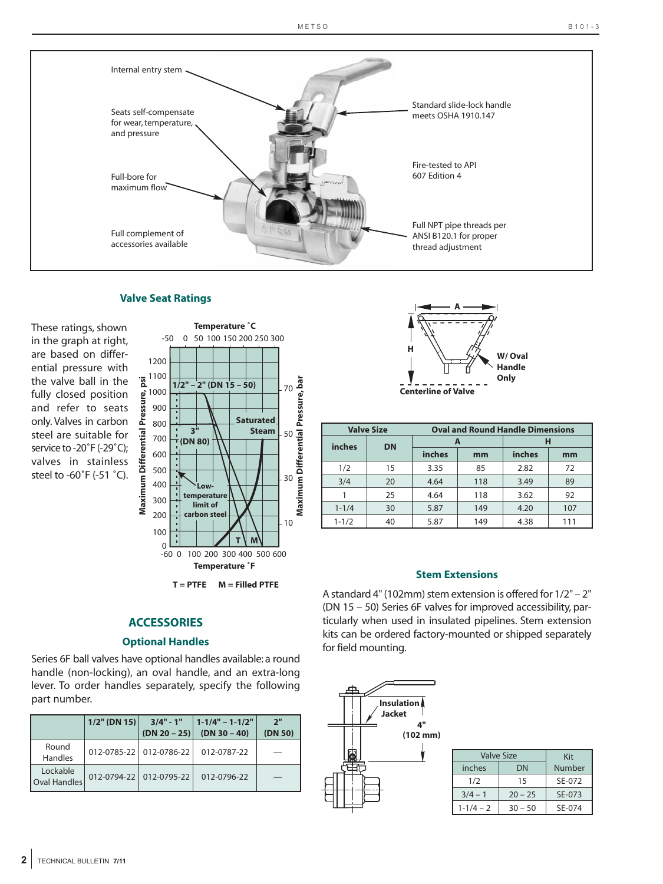Internal entry stem

Seats self-compensate for wear, temperature, and pressure

Full-bore for maximum flow

Full complement of accessories available

Standard slide-lock handle meets OSHA 1910.147

Fire-tested to API 607 Edition 4

Full NPT pipe threads per ANSI B120.1 for proper thread adjustment

## Valve Seat Ratings

These ratings, shown in the graph at right, are based on differential pressure with the valve ball in the fully closed position and refer to seats only. Valves in carbon steel are suitable for service to -20˚F (-29˚C); valves in stainless steel to -60˚F (-51 ˚C).

T = PTFE  M = Filled PTFE

W/ Oval Handle Only

Centerline of Valve

| Valve Size | | Oval and Round Handle Dimensions | | | |
|---|---|---|---|---|---|
| inches | DN | A | | H | |
| | | inches | mm | inches | mm |
| 1/2 | 15 | 3.35 | 85 | 2.82 | 72 |
| 3/4 | 20 | 4.64 | 118 | 3.49 | 89 |
| 1 | 25 | 4.64 | 118 | 3.62 | 92 |
| 1-1/4 | 30 | 5.87 | 149 | 4.20 | 107 |
| 1-1/2 | 40 | 5.87 | 149 | 4.38 | 111 |

## ACCESSORIES

### Optional Handles

Series 6F ball valves have optional handles available: a round handle (non-locking), an oval handle, and an extra-long lever. To order handles separately, specify the following part number.

| | 1/2" (DN 15) | 3/4" - 1" (DN 20 – 25) | 1-1/4" – 1-1/2" (DN 30 – 40) | 2" (DN 50) |
|---|---|---|---|---|
| Round Handles | 012-0785-22 | 012-0786-22 | 012-0787-22 | — |
| Lockable Oval Handles | 012-0794-22 | 012-0795-22 | 012-0796-22 | — |

### Stem Extensions

A standard 4" (102mm) stem extension is offered for 1/2" – 2" (DN 15 – 50) Series 6F valves for improved accessibility, particularly when used in insulated pipelines. Stem extension kits can be ordered factory-mounted or shipped separately for field mounting.

Insulation Jacket

4" (102 mm)

| Valve Size | | Kit Number |
|---|---|---|
| inches | DN | |
| 1/2 | 15 | SE-072 |
| 3/4 – 1 | 20 – 25 | SE-073 |
| 1-1/4 – 2 | 30 – 50 | SE-074 |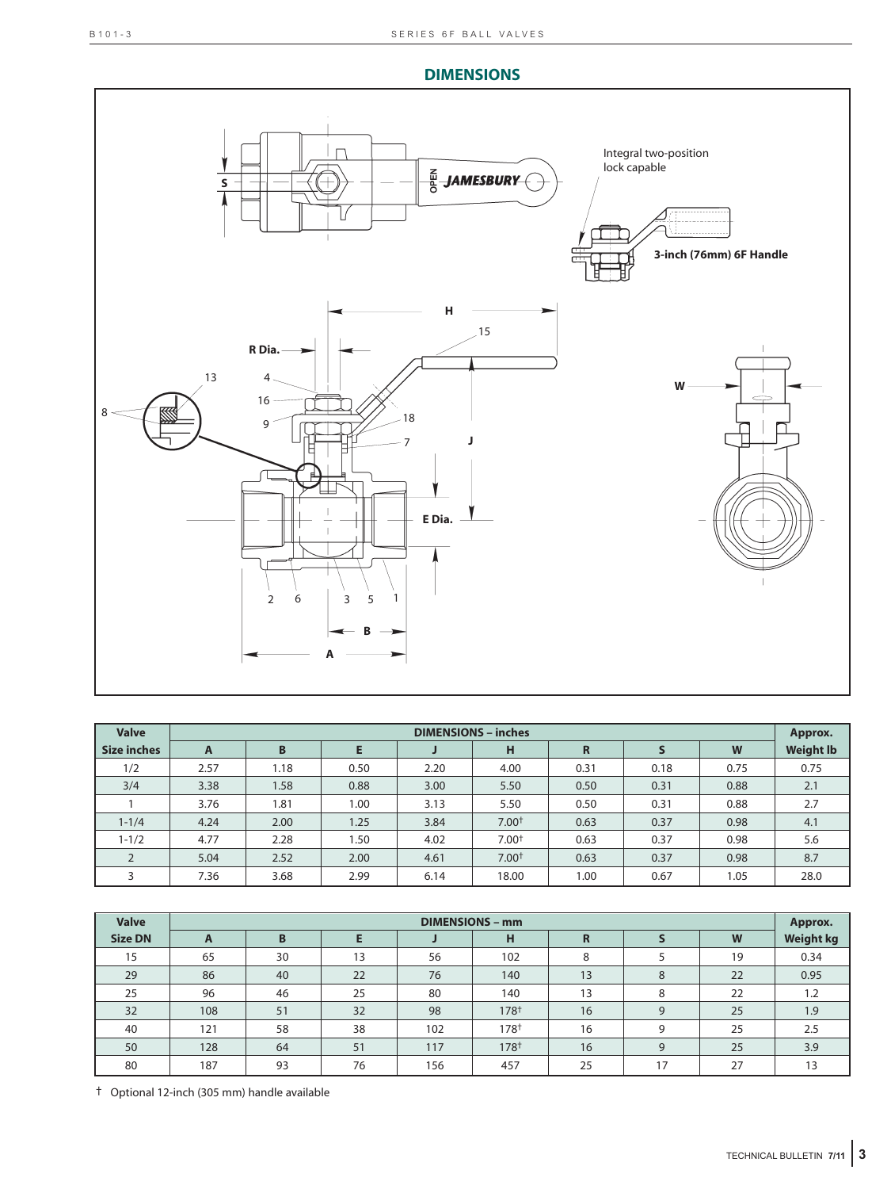## DIMENSIONS

Integral two-position lock capable

3-inch (76mm) 6F Handle

| Valve | DIMENSIONS – inches | | | | | | | | Approx. |
|---|---|---|---|---|---|---|---|---|---|
| Size inches | A | B | E | J | H | R | S | W | Weight lb |
| 1/2 | 2.57 | 1.18 | 0.50 | 2.20 | 4.00 | 0.31 | 0.18 | 0.75 | 0.75 |
| 3/4 | 3.38 | 1.58 | 0.88 | 3.00 | 5.50 | 0.50 | 0.31 | 0.88 | 2.1 |
| 1 | 3.76 | 1.81 | 1.00 | 3.13 | 5.50 | 0.50 | 0.31 | 0.88 | 2.7 |
| 1-1/4 | 4.24 | 2.00 | 1.25 | 3.84 | 7.00† | 0.63 | 0.37 | 0.98 | 4.1 |
| 1-1/2 | 4.77 | 2.28 | 1.50 | 4.02 | 7.00† | 0.63 | 0.37 | 0.98 | 5.6 |
| 2 | 5.04 | 2.52 | 2.00 | 4.61 | 7.00† | 0.63 | 0.37 | 0.98 | 8.7 |
| 3 | 7.36 | 3.68 | 2.99 | 6.14 | 18.00 | 1.00 | 0.67 | 1.05 | 28.0 |

| Valve | DIMENSIONS – mm | | | | | | | | Approx. |
|---|---|---|---|---|---|---|---|---|---|
| Size DN | A | B | E | J | H | R | S | W | Weight kg |
| 15 | 65 | 30 | 13 | 56 | 102 | 8 | 5 | 19 | 0.34 |
| 29 | 86 | 40 | 22 | 76 | 140 | 13 | 8 | 22 | 0.95 |
| 25 | 96 | 46 | 25 | 80 | 140 | 13 | 8 | 22 | 1.2 |
| 32 | 108 | 51 | 32 | 98 | 178† | 16 | 9 | 25 | 1.9 |
| 40 | 121 | 58 | 38 | 102 | 178† | 16 | 9 | 25 | 2.5 |
| 50 | 128 | 64 | 51 | 117 | 178† | 16 | 9 | 25 | 3.9 |
| 80 | 187 | 93 | 76 | 156 | 457 | 25 | 17 | 27 | 13 |

† Optional 12-inch (305 mm) handle available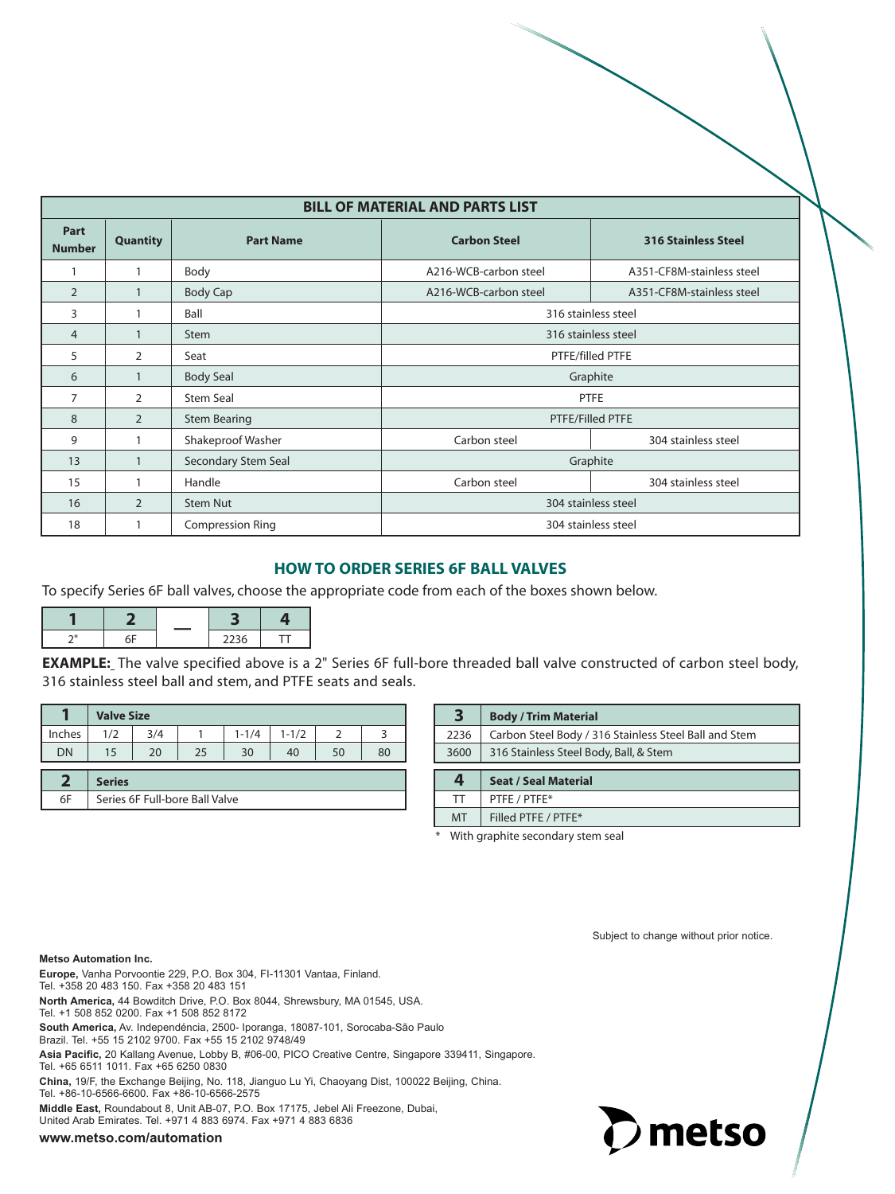## BILL OF MATERIAL AND PARTS LIST

| Part Number | Quantity | Part Name | Carbon Steel | 316 Stainless Steel |
|---|---|---|---|---|
| 1 | 1 | Body | A216-WCB-carbon steel | A351-CF8M-stainless steel |
| 2 | 1 | Body Cap | A216-WCB-carbon steel | A351-CF8M-stainless steel |
| 3 | 1 | Ball | 316 stainless steel | |
| 4 | 1 | Stem | 316 stainless steel | |
| 5 | 2 | Seat | PTFE/filled PTFE | |
| 6 | 1 | Body Seal | Graphite | |
| 7 | 2 | Stem Seal | PTFE | |
| 8 | 2 | Stem Bearing | PTFE/Filled PTFE | |
| 9 | 1 | Shakeproof Washer | Carbon steel | 304 stainless steel |
| 13 | 1 | Secondary Stem Seal | Graphite | |
| 15 | 1 | Handle | Carbon steel | 304 stainless steel |
| 16 | 2 | Stem Nut | 304 stainless steel | |
| 18 | 1 | Compression Ring | 304 stainless steel | |

## HOW TO ORDER SERIES 6F BALL VALVES

To specify Series 6F ball valves, choose the appropriate code from each of the boxes shown below.

| 1 | 2 | | 3 | 4 |
|---|---|---|---|---|
| 2" | 6F | — | 2236 | TT |

**EXAMPLE:** The valve specified above is a 2" Series 6F full-bore threaded ball valve constructed of carbon steel body, 316 stainless steel ball and stem, and PTFE seats and seals.

| 1 | Valve Size | | | | | | |
|---|---|---|---|---|---|---|---|
| Inches | 1/2 | 3/4 | 1 | 1-1/4 | 1-1/2 | 2 | 3 |
| DN | 15 | 20 | 25 | 30 | 40 | 50 | 80 |

| 2 | Series |
|---|---|
| 6F | Series 6F Full-bore Ball Valve |

| 3 | Body / Trim Material |
|---|---|
| 2236 | Carbon Steel Body / 316 Stainless Steel Ball and Stem |
| 3600 | 316 Stainless Steel Body, Ball, & Stem |

| 4 | Seat / Seal Material |
|---|---|
| TT | PTFE / PTFE* |
| MT | Filled PTFE / PTFE* |

\* With graphite secondary stem seal

Subject to change without prior notice.

**Metso Automation Inc.**

**Europe,** Vanha Porvoontie 229, P.O. Box 304, FI-11301 Vantaa, Finland.
Tel. +358 20 483 150. Fax +358 20 483 151

**North America,** 44 Bowditch Drive, P.O. Box 8044, Shrewsbury, MA 01545, USA.
Tel. +1 508 852 0200. Fax +1 508 852 8172

**South America,** Av. Independência, 2500- Iporanga, 18087-101, Sorocaba-São Paulo
Brazil. Tel. +55 15 2102 9700. Fax +55 15 2102 9748/49

**Asia Pacific,** 20 Kallang Avenue, Lobby B, #06-00, PICO Creative Centre, Singapore 339411, Singapore.
Tel. +65 6511 1011. Fax +65 6250 0830

**China,** 19/F, the Exchange Beijing, No. 118, Jianguo Lu Yi, Chaoyang Dist, 100022 Beijing, China.
Tel. +86-10-6566-6600. Fax +86-10-6566-2575

**Middle East,** Roundabout 8, Unit AB-07, P.O. Box 17175, Jebel Ali Freezone, Dubai,
United Arab Emirates. Tel. +971 4 883 6974. Fax +971 4 883 6836

**www.metso.com/automation**

metso